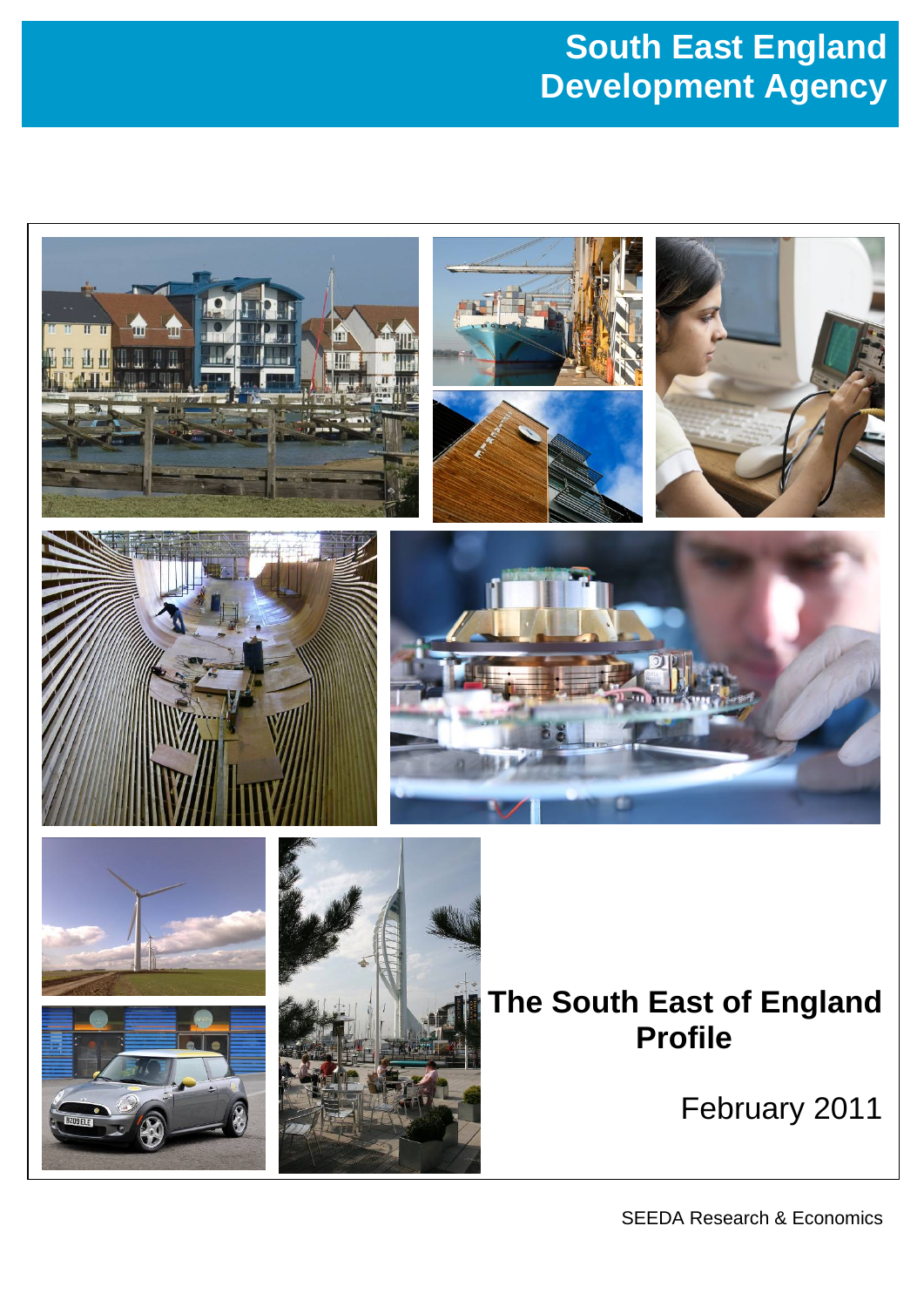**South East England Development Agency**

# The South East of England Profile

February 2011

SEEDA Research & Economics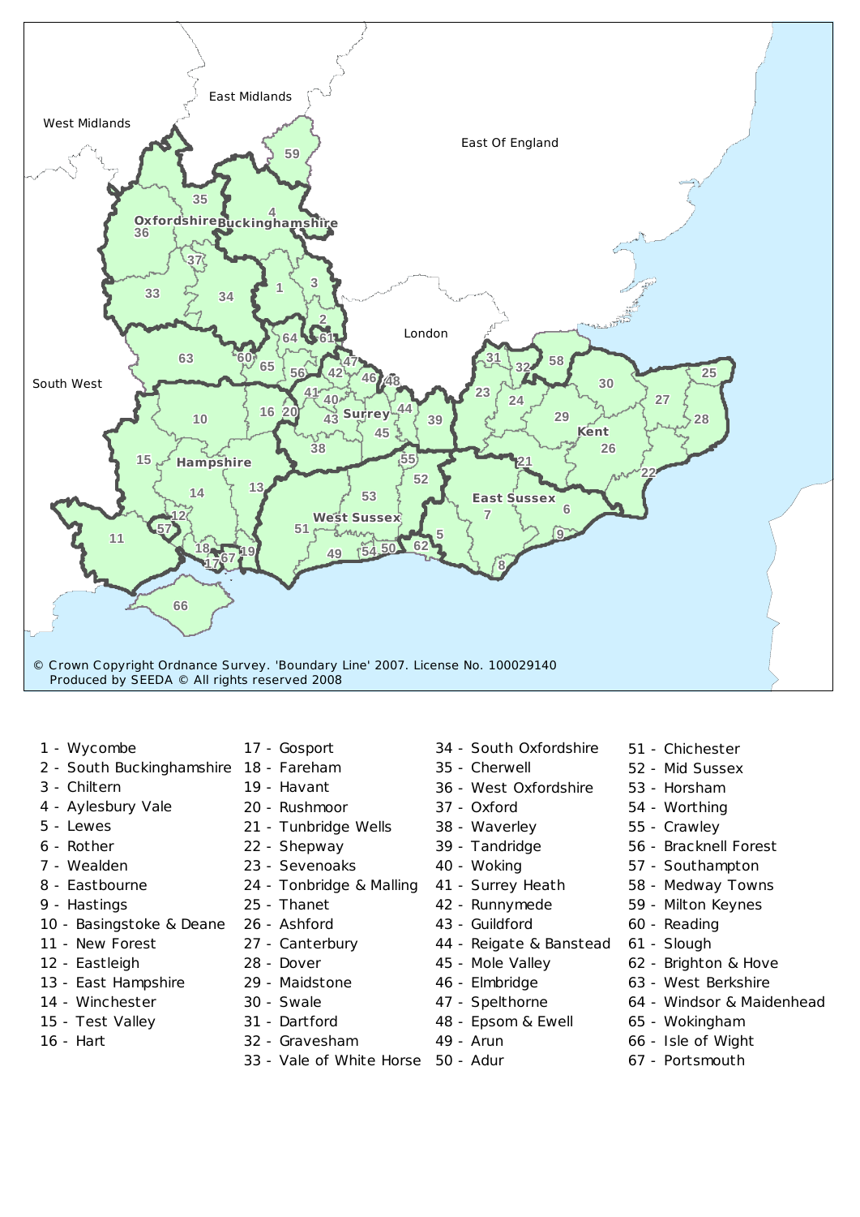© Crown Copyright Ordnance Survey. 'Boundary Line' 2007. License No. 100029140
Produced by SEEDA © All rights reserved 2008

1 - Wycombe
2 - South Buckinghamshire
3 - Chiltern
4 - Aylesbury Vale
5 - Lewes
6 - Rother
7 - Wealden
8 - Eastbourne
9 - Hastings
10 - Basingstoke & Deane
11 - New Forest
12 - Eastleigh
13 - East Hampshire
14 - Winchester
15 - Test Valley
16 - Hart
17 - Gosport
18 - Fareham
19 - Havant
20 - Rushmoor
21 - Tunbridge Wells
22 - Shepway
23 - Sevenoaks
24 - Tonbridge & Malling
25 - Thanet
26 - Ashford
27 - Canterbury
28 - Dover
29 - Maidstone
30 - Swale
31 - Dartford
32 - Gravesham
33 - Vale of White Horse
34 - South Oxfordshire
35 - Cherwell
36 - West Oxfordshire
37 - Oxford
38 - Waverley
39 - Tandridge
40 - Woking
41 - Surrey Heath
42 - Runnymede
43 - Guildford
44 - Reigate & Banstead
45 - Mole Valley
46 - Elmbridge
47 - Spelthorne
48 - Epsom & Ewell
49 - Arun
50 - Adur
51 - Chichester
52 - Mid Sussex
53 - Horsham
54 - Worthing
55 - Crawley
56 - Bracknell Forest
57 - Southampton
58 - Medway Towns
59 - Milton Keynes
60 - Reading
61 - Slough
62 - Brighton & Hove
63 - West Berkshire
64 - Windsor & Maidenhead
65 - Wokingham
66 - Isle of Wight
67 - Portsmouth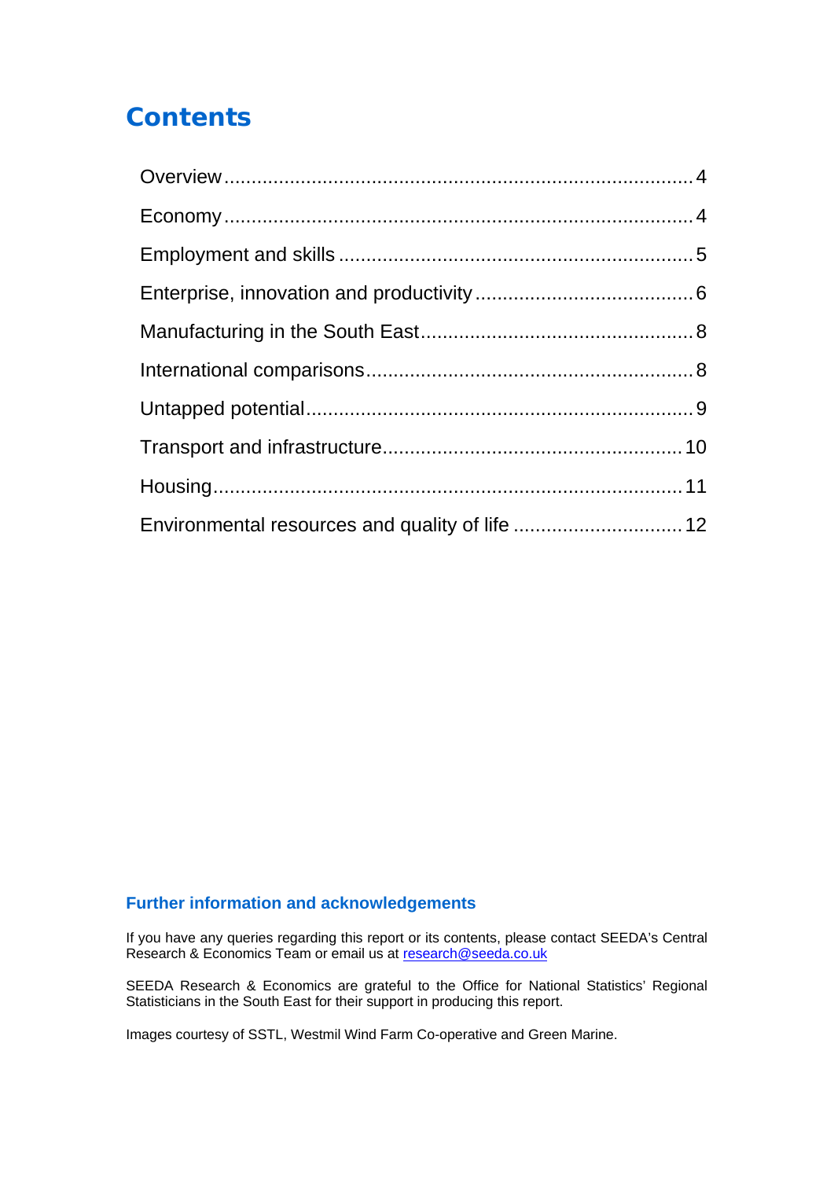# Contents

| Section | Page |
| --- | --- |
| Overview | 4 |
| Economy | 4 |
| Employment and skills | 5 |
| Enterprise, innovation and productivity | 6 |
| Manufacturing in the South East | 8 |
| International comparisons | 8 |
| Untapped potential | 9 |
| Transport and infrastructure | 10 |
| Housing | 11 |
| Environmental resources and quality of life | 12 |

### Further information and acknowledgements

If you have any queries regarding this report or its contents, please contact SEEDA's Central Research & Economics Team or email us at research@seeda.co.uk

SEEDA Research & Economics are grateful to the Office for National Statistics' Regional Statisticians in the South East for their support in producing this report.

Images courtesy of SSTL, Westmil Wind Farm Co-operative and Green Marine.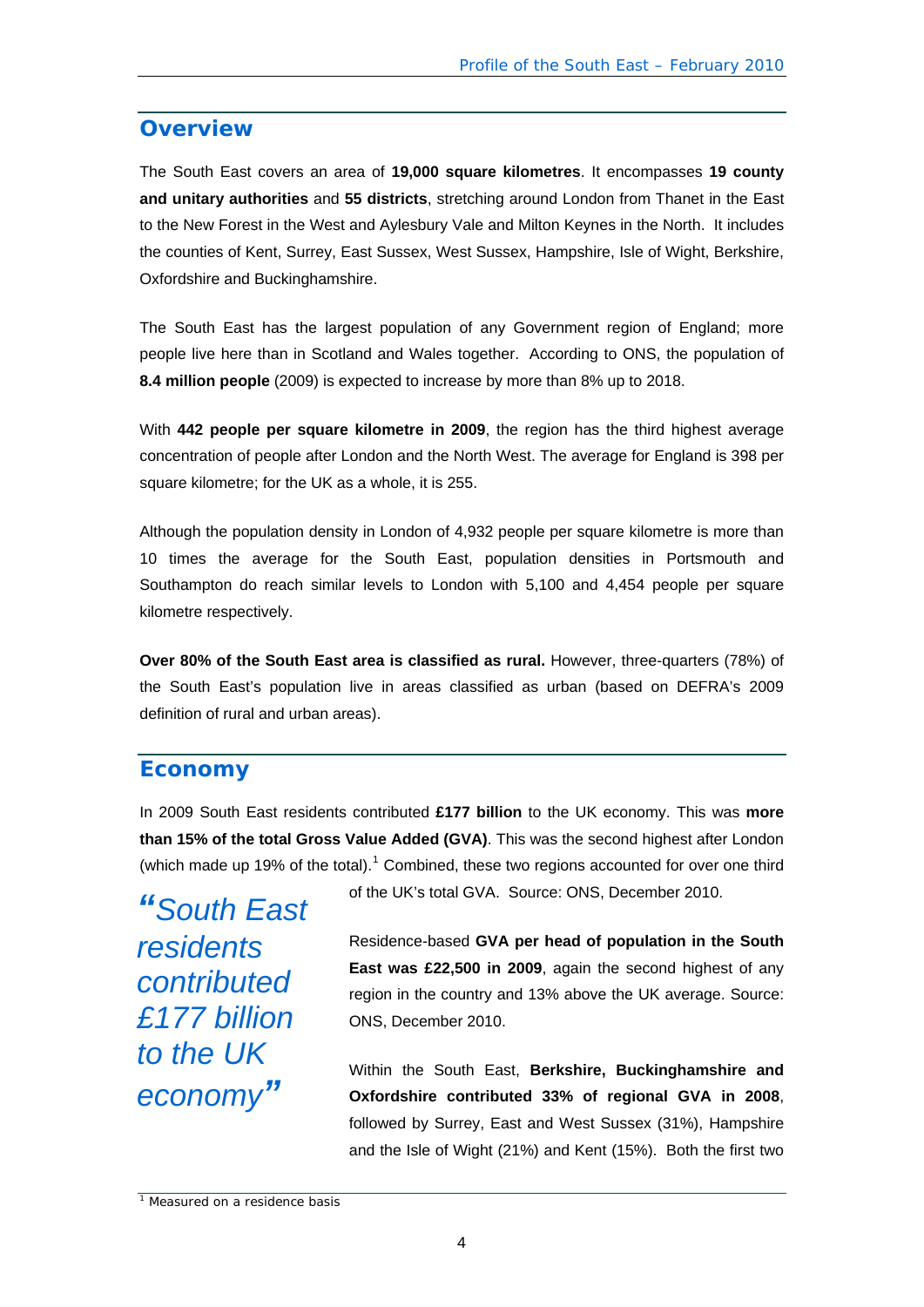## Overview

The South East covers an area of **19,000 square kilometres**. It encompasses **19 county and unitary authorities** and **55 districts**, stretching around London from Thanet in the East to the New Forest in the West and Aylesbury Vale and Milton Keynes in the North. It includes the counties of Kent, Surrey, East Sussex, West Sussex, Hampshire, Isle of Wight, Berkshire, Oxfordshire and Buckinghamshire.

The South East has the largest population of any Government region of England; more people live here than in Scotland and Wales together. According to ONS, the population of **8.4 million people** (2009) is expected to increase by more than 8% up to 2018.

With **442 people per square kilometre in 2009**, the region has the third highest average concentration of people after London and the North West. The average for England is 398 per square kilometre; for the UK as a whole, it is 255.

Although the population density in London of 4,932 people per square kilometre is more than 10 times the average for the South East, population densities in Portsmouth and Southampton do reach similar levels to London with 5,100 and 4,454 people per square kilometre respectively.

**Over 80% of the South East area is classified as rural.** However, three-quarters (78%) of the South East's population live in areas classified as urban (based on DEFRA's 2009 definition of rural and urban areas).

## Economy

In 2009 South East residents contributed **£177 billion** to the UK economy. This was **more than 15% of the total Gross Value Added (GVA)**. This was the second highest after London (which made up 19% of the total).[1] Combined, these two regions accounted for over one third of the UK's total GVA. Source: ONS, December 2010.

*"South East residents contributed £177 billion to the UK economy"*

Residence-based **GVA per head of population in the South East was £22,500 in 2009**, again the second highest of any region in the country and 13% above the UK average. Source: ONS, December 2010.

Within the South East, **Berkshire, Buckinghamshire and Oxfordshire contributed 33% of regional GVA in 2008**, followed by Surrey, East and West Sussex (31%), Hampshire and the Isle of Wight (21%) and Kent (15%). Both the first two

[1] Measured on a residence basis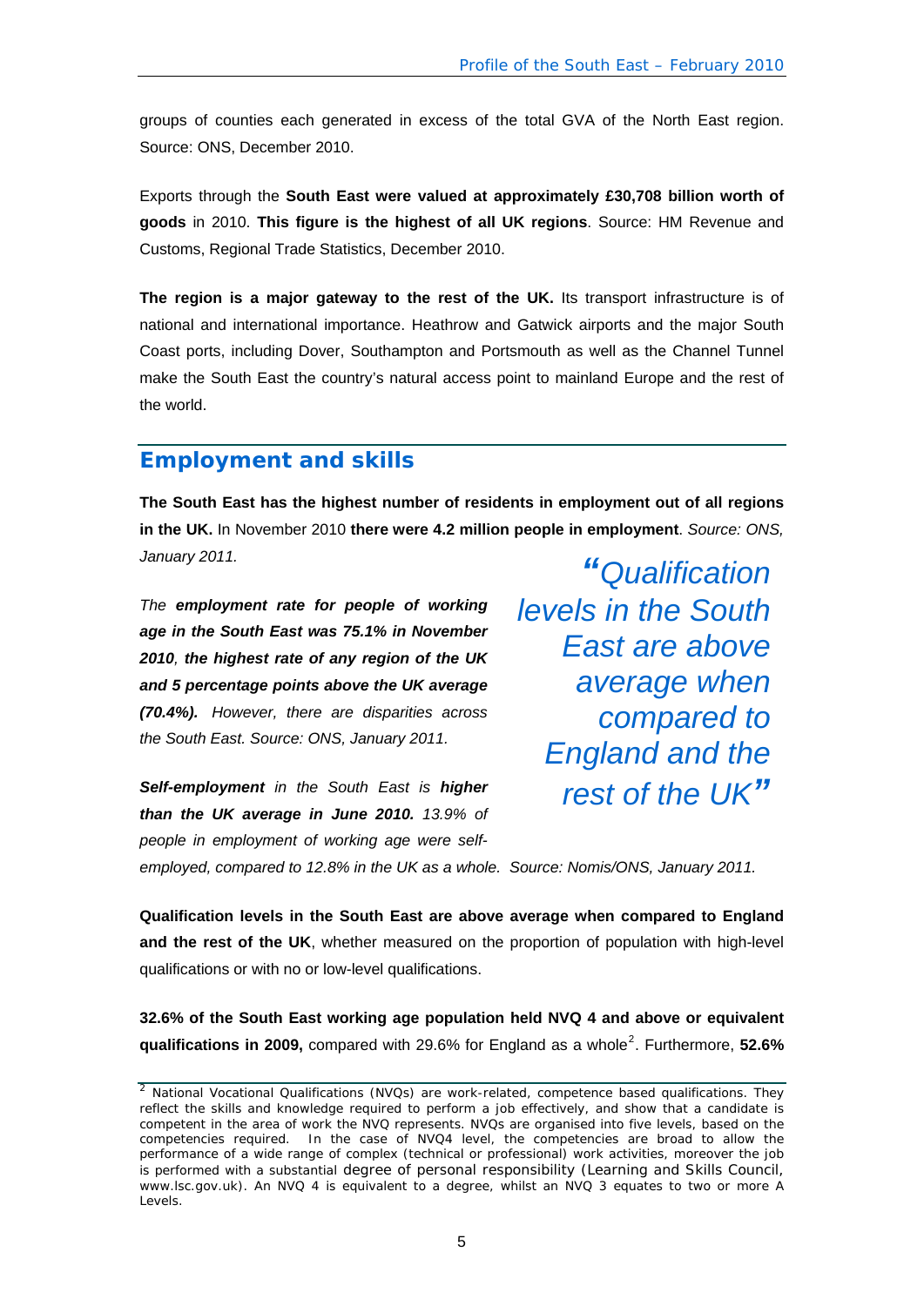groups of counties each generated in excess of the total GVA of the North East region. Source: ONS, December 2010.

Exports through the **South East were valued at approximately £30,708 billion worth of goods** in 2010. **This figure is the highest of all UK regions**. Source: HM Revenue and Customs, Regional Trade Statistics, December 2010.

**The region is a major gateway to the rest of the UK.** Its transport infrastructure is of national and international importance. Heathrow and Gatwick airports and the major South Coast ports, including Dover, Southampton and Portsmouth as well as the Channel Tunnel make the South East the country's natural access point to mainland Europe and the rest of the world.

## Employment and skills

**The South East has the highest number of residents in employment out of all regions in the UK.** In November 2010 **there were 4.2 million people in employment**. *Source: ONS, January 2011.*

*The **employment rate for people of working age in the South East was 75.1% in November 2010**, **the highest rate of any region of the UK and 5 percentage points above the UK average (70.4%).** However, there are disparities across the South East. Source: ONS, January 2011.*

***Self-employment** in the South East is **higher than the UK average in June 2010.** 13.9% of people in employment of working age were self-employed, compared to 12.8% in the UK as a whole. Source: Nomis/ONS, January 2011.*

> *"Qualification levels in the South East are above average when compared to England and the rest of the UK"*

**Qualification levels in the South East are above average when compared to England and the rest of the UK**, whether measured on the proportion of population with high-level qualifications or with no or low-level qualifications.

**32.6% of the South East working age population held NVQ 4 and above or equivalent qualifications in 2009,** compared with 29.6% for England as a whole[2]. Furthermore, **52.6%**

[2] National Vocational Qualifications (NVQs) are work-related, competence based qualifications. They reflect the skills and knowledge required to perform a job effectively, and show that a candidate is competent in the area of work the NVQ represents. NVQs are organised into five levels, based on the competencies required. In the case of NVQ4 level, the competencies are broad to allow the performance of a wide range of complex (technical or professional) work activities, moreover the job is performed with a substantial degree of personal responsibility (Learning and Skills Council, www.lsc.gov.uk). An NVQ 4 is equivalent to a degree, whilst an NVQ 3 equates to two or more A Levels.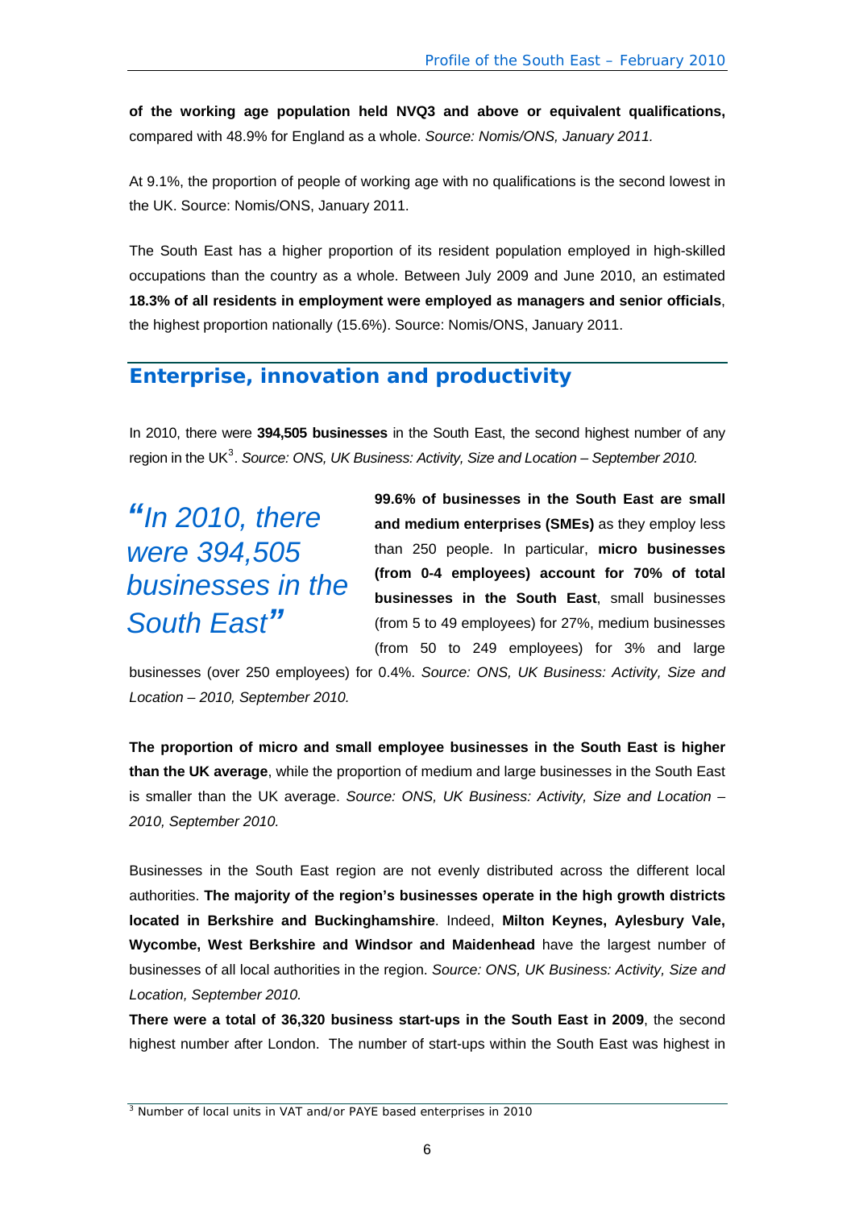**of the working age population held NVQ3 and above or equivalent qualifications,** compared with 48.9% for England as a whole. *Source: Nomis/ONS, January 2011.*

At 9.1%, the proportion of people of working age with no qualifications is the second lowest in the UK. Source: Nomis/ONS, January 2011.

The South East has a higher proportion of its resident population employed in high-skilled occupations than the country as a whole. Between July 2009 and June 2010, an estimated **18.3% of all residents in employment were employed as managers and senior officials**, the highest proportion nationally (15.6%). Source: Nomis/ONS, January 2011.

## Enterprise, innovation and productivity

In 2010, there were **394,505 businesses** in the South East, the second highest number of any region in the UK[3]. *Source: ONS, UK Business: Activity, Size and Location – September 2010.*

*"In 2010, there were 394,505 businesses in the South East"*

**99.6% of businesses in the South East are small and medium enterprises (SMEs)** as they employ less than 250 people. In particular, **micro businesses (from 0-4 employees) account for 70% of total businesses in the South East**, small businesses (from 5 to 49 employees) for 27%, medium businesses (from 50 to 249 employees) for 3% and large businesses (over 250 employees) for 0.4%. *Source: ONS, UK Business: Activity, Size and Location – 2010, September 2010.*

**The proportion of micro and small employee businesses in the South East is higher than the UK average**, while the proportion of medium and large businesses in the South East is smaller than the UK average. *Source: ONS, UK Business: Activity, Size and Location – 2010, September 2010.*

Businesses in the South East region are not evenly distributed across the different local authorities. **The majority of the region's businesses operate in the high growth districts located in Berkshire and Buckinghamshire**. Indeed, **Milton Keynes, Aylesbury Vale, Wycombe, West Berkshire and Windsor and Maidenhead** have the largest number of businesses of all local authorities in the region. *Source: ONS, UK Business: Activity, Size and Location, September 2010.*

**There were a total of 36,320 business start-ups in the South East in 2009**, the second highest number after London. The number of start-ups within the South East was highest in

[3] Number of local units in VAT and/or PAYE based enterprises in 2010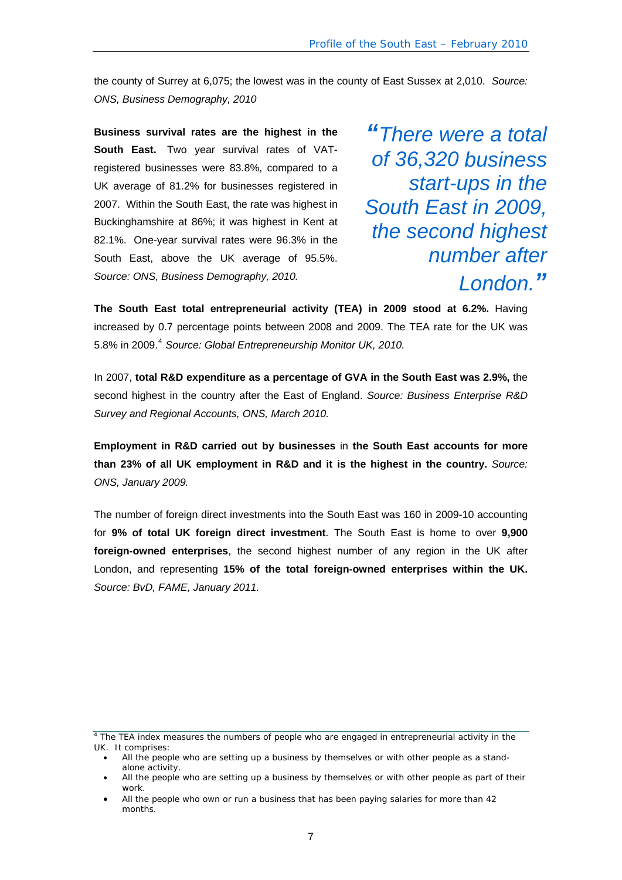the county of Surrey at 6,075; the lowest was in the county of East Sussex at 2,010. *Source: ONS, Business Demography, 2010*

**Business survival rates are the highest in the South East.** Two year survival rates of VAT-registered businesses were 83.8%, compared to a UK average of 81.2% for businesses registered in 2007. Within the South East, the rate was highest in Buckinghamshire at 86%; it was highest in Kent at 82.1%. One-year survival rates were 96.3% in the South East, above the UK average of 95.5%. *Source: ONS, Business Demography, 2010.*

> *"There were a total of 36,320 business start-ups in the South East in 2009, the second highest number after London."*

**The South East total entrepreneurial activity (TEA) in 2009 stood at 6.2%.** Having increased by 0.7 percentage points between 2008 and 2009. The TEA rate for the UK was 5.8% in 2009.[4] *Source: Global Entrepreneurship Monitor UK, 2010.*

In 2007, **total R&D expenditure as a percentage of GVA in the South East was 2.9%,** the second highest in the country after the East of England. *Source: Business Enterprise R&D Survey and Regional Accounts, ONS, March 2010.*

**Employment in R&D carried out by businesses** in **the South East accounts for more than 23% of all UK employment in R&D and it is the highest in the country.** *Source: ONS, January 2009.*

The number of foreign direct investments into the South East was 160 in 2009-10 accounting for **9% of total UK foreign direct investment**. The South East is home to over **9,900 foreign-owned enterprises**, the second highest number of any region in the UK after London, and representing **15% of the total foreign-owned enterprises within the UK.** *Source: BvD, FAME, January 2011.*

---

[4] The TEA index measures the numbers of people who are engaged in entrepreneurial activity in the UK. It comprises:

- All the people who are setting up a business by themselves or with other people as a stand-alone activity.
- All the people who are setting up a business by themselves or with other people as part of their work.
- All the people who own or run a business that has been paying salaries for more than 42 months.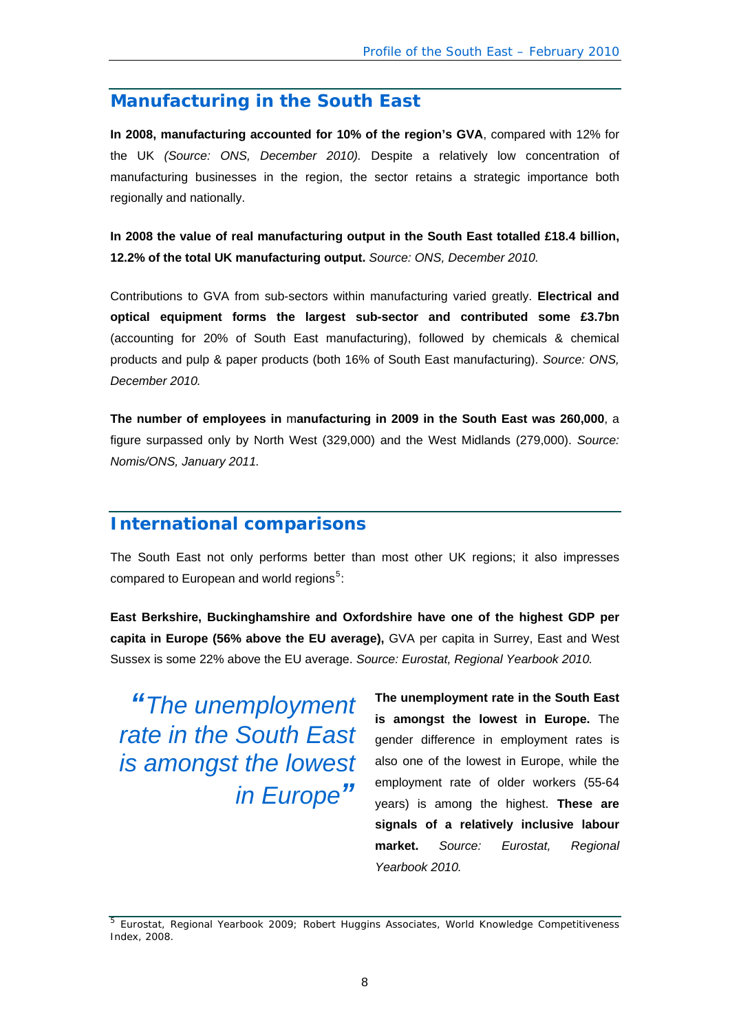## Manufacturing in the South East

**In 2008, manufacturing accounted for 10% of the region's GVA**, compared with 12% for the UK *(Source: ONS, December 2010).* Despite a relatively low concentration of manufacturing businesses in the region, the sector retains a strategic importance both regionally and nationally.

**In 2008 the value of real manufacturing output in the South East totalled £18.4 billion, 12.2% of the total UK manufacturing output.** *Source: ONS, December 2010.*

Contributions to GVA from sub-sectors within manufacturing varied greatly. **Electrical and optical equipment forms the largest sub-sector and contributed some £3.7bn** (accounting for 20% of South East manufacturing), followed by chemicals & chemical products and pulp & paper products (both 16% of South East manufacturing). *Source: ONS, December 2010.*

**The number of employees in manufacturing in 2009 in the South East was 260,000**, a figure surpassed only by North West (329,000) and the West Midlands (279,000). *Source: Nomis/ONS, January 2011.*

## International comparisons

The South East not only performs better than most other UK regions; it also impresses compared to European and world regions[5]:

**East Berkshire, Buckinghamshire and Oxfordshire have one of the highest GDP per capita in Europe (56% above the EU average),** GVA per capita in Surrey, East and West Sussex is some 22% above the EU average. *Source: Eurostat, Regional Yearbook 2010.*

> *"The unemployment rate in the South East is amongst the lowest in Europe"*

**The unemployment rate in the South East is amongst the lowest in Europe.** The gender difference in employment rates is also one of the lowest in Europe, while the employment rate of older workers (55-64 years) is among the highest. **These are signals of a relatively inclusive labour market.** *Source: Eurostat, Regional Yearbook 2010.*

[5] Eurostat, Regional Yearbook 2009; Robert Huggins Associates, World Knowledge Competitiveness Index, 2008.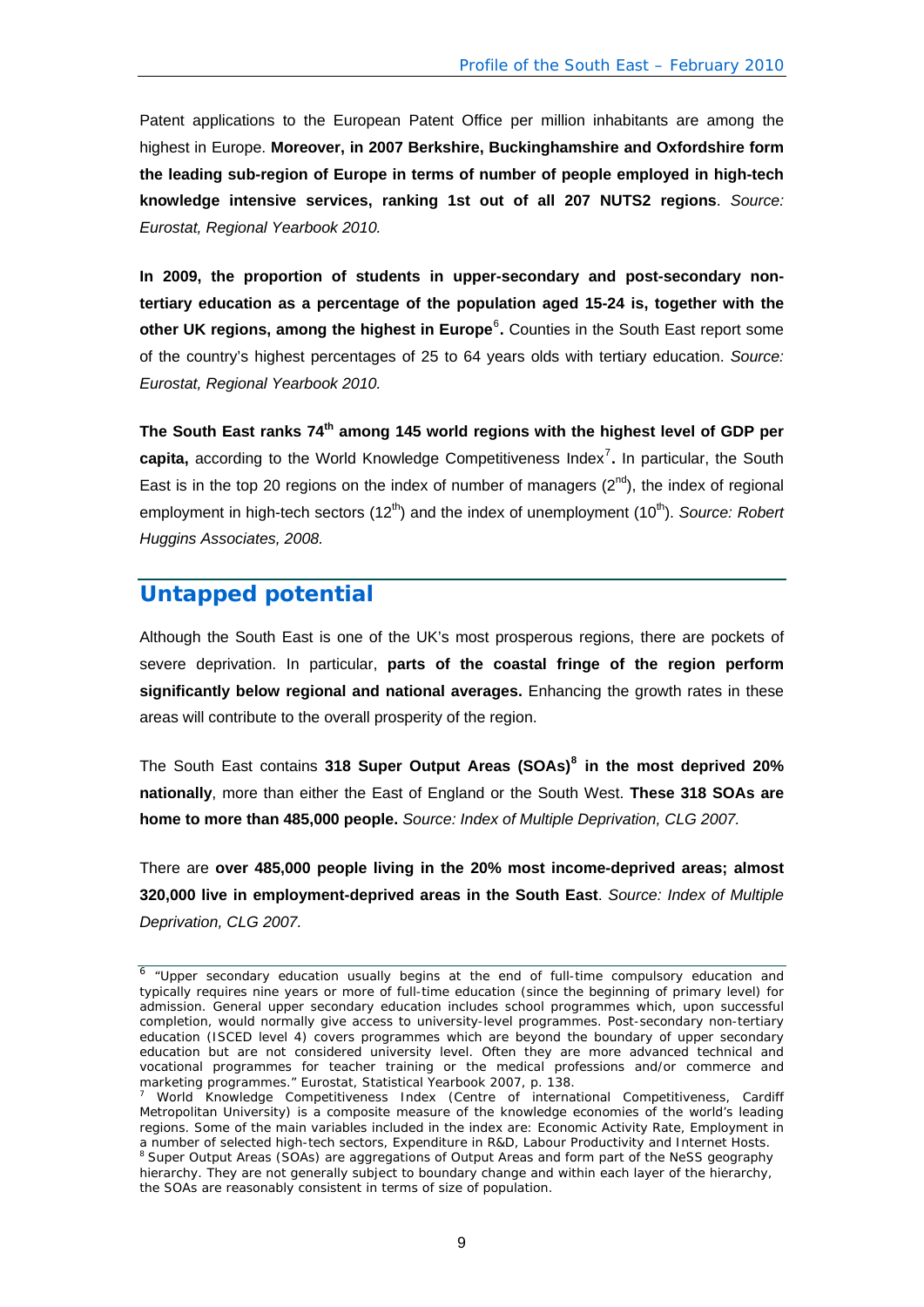Patent applications to the European Patent Office per million inhabitants are among the highest in Europe. **Moreover, in 2007 Berkshire, Buckinghamshire and Oxfordshire form the leading sub-region of Europe in terms of number of people employed in high-tech knowledge intensive services, ranking 1st out of all 207 NUTS2 regions**. *Source: Eurostat, Regional Yearbook 2010.*

**In 2009, the proportion of students in upper-secondary and post-secondary non-tertiary education as a percentage of the population aged 15-24 is, together with the other UK regions, among the highest in Europe**[6]**.** Counties in the South East report some of the country's highest percentages of 25 to 64 years olds with tertiary education. *Source: Eurostat, Regional Yearbook 2010.*

**The South East ranks 74th among 145 world regions with the highest level of GDP per capita,** according to the World Knowledge Competitiveness Index[7]**.** In particular, the South East is in the top 20 regions on the index of number of managers (2nd), the index of regional employment in high-tech sectors (12th) and the index of unemployment (10th). *Source: Robert Huggins Associates, 2008.*

## Untapped potential

Although the South East is one of the UK's most prosperous regions, there are pockets of severe deprivation. In particular, **parts of the coastal fringe of the region perform significantly below regional and national averages.** Enhancing the growth rates in these areas will contribute to the overall prosperity of the region.

The South East contains **318 Super Output Areas (SOAs)**[8] **in the most deprived 20% nationally**, more than either the East of England or the South West. **These 318 SOAs are home to more than 485,000 people.** *Source: Index of Multiple Deprivation, CLG 2007.*

There are **over 485,000 people living in the 20% most income-deprived areas; almost 320,000 live in employment-deprived areas in the South East**. *Source: Index of Multiple Deprivation, CLG 2007.*

---

[6] "Upper secondary education usually begins at the end of full-time compulsory education and typically requires nine years or more of full-time education (since the beginning of primary level) for admission. General upper secondary education includes school programmes which, upon successful completion, would normally give access to university-level programmes. Post-secondary non-tertiary education (ISCED level 4) covers programmes which are beyond the boundary of upper secondary education but are not considered university level. Often they are more advanced technical and vocational programmes for teacher training or the medical professions and/or commerce and marketing programmes." Eurostat, Statistical Yearbook 2007, p. 138.

[7] World Knowledge Competitiveness Index (Centre of international Competitiveness, Cardiff Metropolitan University) is a composite measure of the knowledge economies of the world's leading regions. Some of the main variables included in the index are: Economic Activity Rate, Employment in a number of selected high-tech sectors, Expenditure in R&D, Labour Productivity and Internet Hosts.

[8] Super Output Areas (SOAs) are aggregations of Output Areas and form part of the NeSS geography hierarchy. They are not generally subject to boundary change and within each layer of the hierarchy, the SOAs are reasonably consistent in terms of size of population.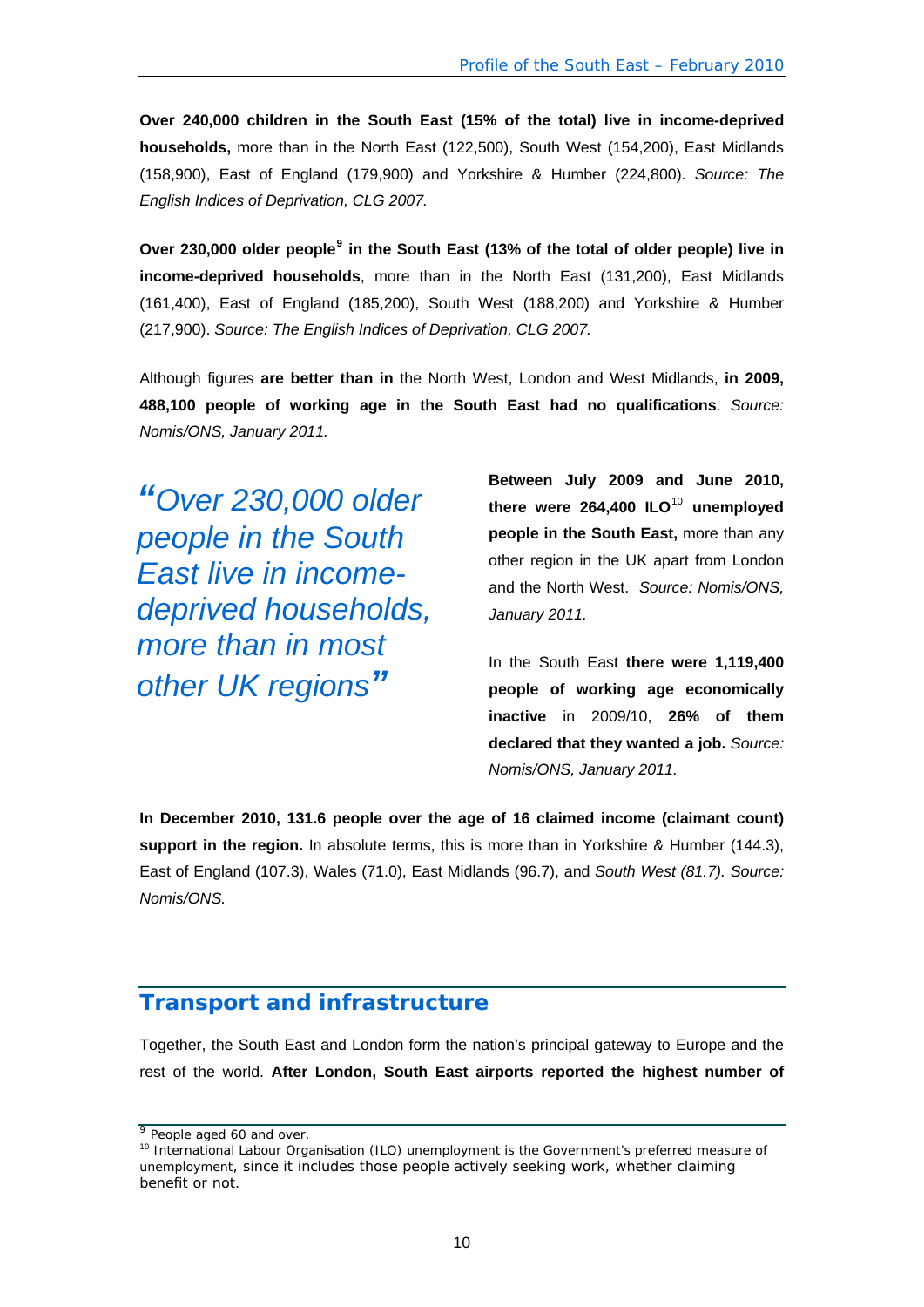**Over 240,000 children in the South East (15% of the total) live in income-deprived households,** more than in the North East (122,500), South West (154,200), East Midlands (158,900), East of England (179,900) and Yorkshire & Humber (224,800). *Source: The English Indices of Deprivation, CLG 2007.*

**Over 230,000 older people[9] in the South East (13% of the total of older people) live in income-deprived households**, more than in the North East (131,200), East Midlands (161,400), East of England (185,200), South West (188,200) and Yorkshire & Humber (217,900). *Source: The English Indices of Deprivation, CLG 2007.*

Although figures **are better than in** the North West, London and West Midlands, **in 2009, 488,100 people of working age in the South East had no qualifications**. *Source: Nomis/ONS, January 2011.*

*"Over 230,000 older people in the South East live in income-deprived households, more than in most other UK regions"*

**Between July 2009 and June 2010, there were 264,400 ILO[10] unemployed people in the South East,** more than any other region in the UK apart from London and the North West. *Source: Nomis/ONS, January 2011.*

In the South East **there were 1,119,400 people of working age economically inactive** in 2009/10, **26% of them declared that they wanted a job.** *Source: Nomis/ONS, January 2011.*

**In December 2010, 131.6 people over the age of 16 claimed income (claimant count) support in the region.** In absolute terms, this is more than in Yorkshire & Humber (144.3), East of England (107.3), Wales (71.0), East Midlands (96.7), and *South West (81.7). Source: Nomis/ONS.*

## Transport and infrastructure

Together, the South East and London form the nation's principal gateway to Europe and the rest of the world. **After London, South East airports reported the highest number of**

[9] People aged 60 and over.

[10] International Labour Organisation (ILO) unemployment is the Government's preferred measure of unemployment, since it includes those people actively seeking work, whether claiming benefit or not.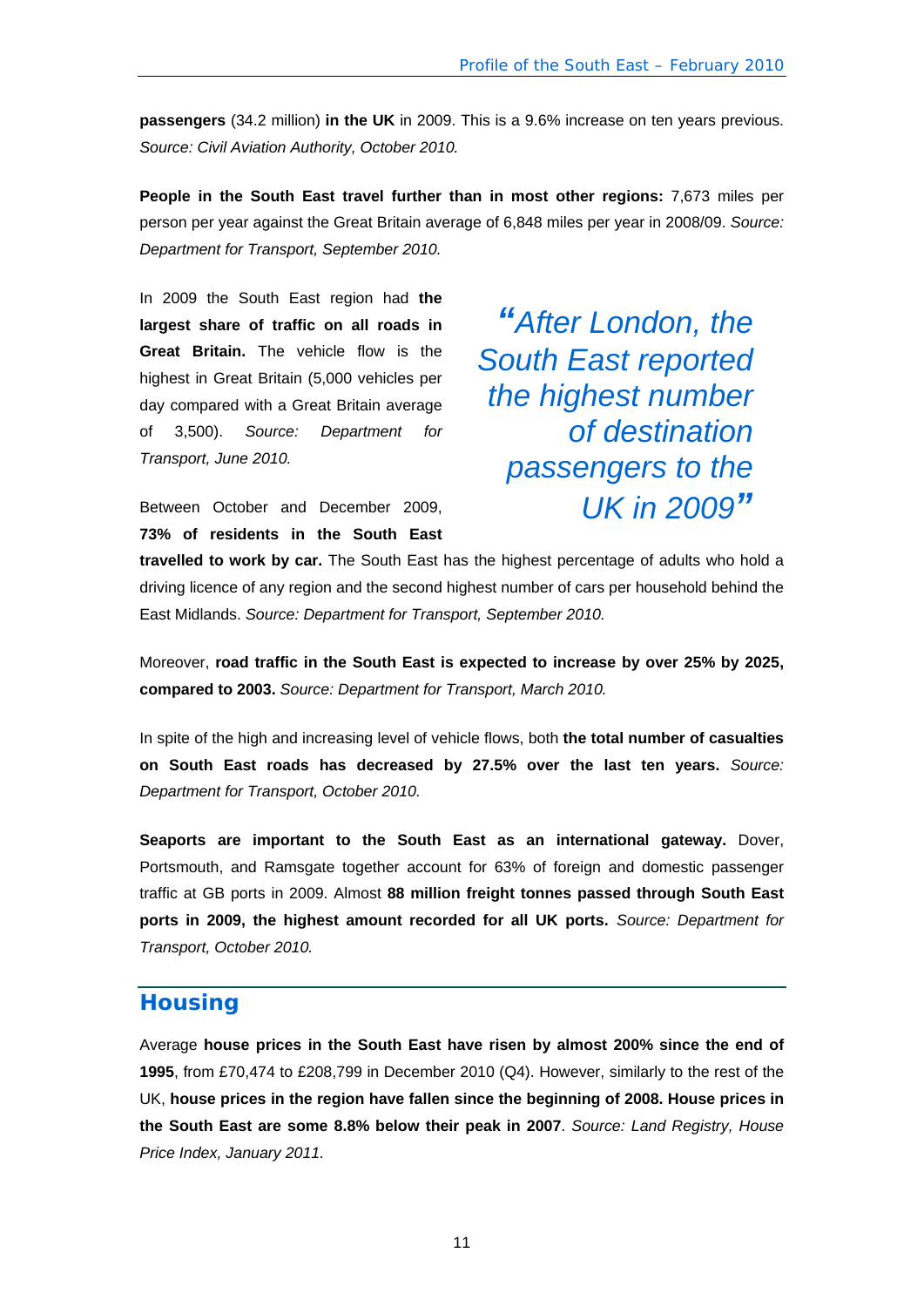**passengers** (34.2 million) **in the UK** in 2009. This is a 9.6% increase on ten years previous. *Source: Civil Aviation Authority, October 2010.*

**People in the South East travel further than in most other regions:** 7,673 miles per person per year against the Great Britain average of 6,848 miles per year in 2008/09. *Source: Department for Transport, September 2010.*

In 2009 the South East region had **the largest share of traffic on all roads in Great Britain.** The vehicle flow is the highest in Great Britain (5,000 vehicles per day compared with a Great Britain average of 3,500). *Source: Department for Transport, June 2010.*

*"After London, the South East reported the highest number of destination passengers to the UK in 2009"*

Between October and December 2009, **73% of residents in the South East travelled to work by car.** The South East has the highest percentage of adults who hold a driving licence of any region and the second highest number of cars per household behind the East Midlands. *Source: Department for Transport, September 2010.*

Moreover, **road traffic in the South East is expected to increase by over 25% by 2025, compared to 2003.** *Source: Department for Transport, March 2010.*

In spite of the high and increasing level of vehicle flows, both **the total number of casualties on South East roads has decreased by 27.5% over the last ten years.** *Source: Department for Transport, October 2010.*

**Seaports are important to the South East as an international gateway.** Dover, Portsmouth, and Ramsgate together account for 63% of foreign and domestic passenger traffic at GB ports in 2009. Almost **88 million freight tonnes passed through South East ports in 2009, the highest amount recorded for all UK ports.** *Source: Department for Transport, October 2010.*

## Housing

Average **house prices in the South East have risen by almost 200% since the end of 1995**, from £70,474 to £208,799 in December 2010 (Q4). However, similarly to the rest of the UK, **house prices in the region have fallen since the beginning of 2008. House prices in the South East are some 8.8% below their peak in 2007**. *Source: Land Registry, House Price Index, January 2011.*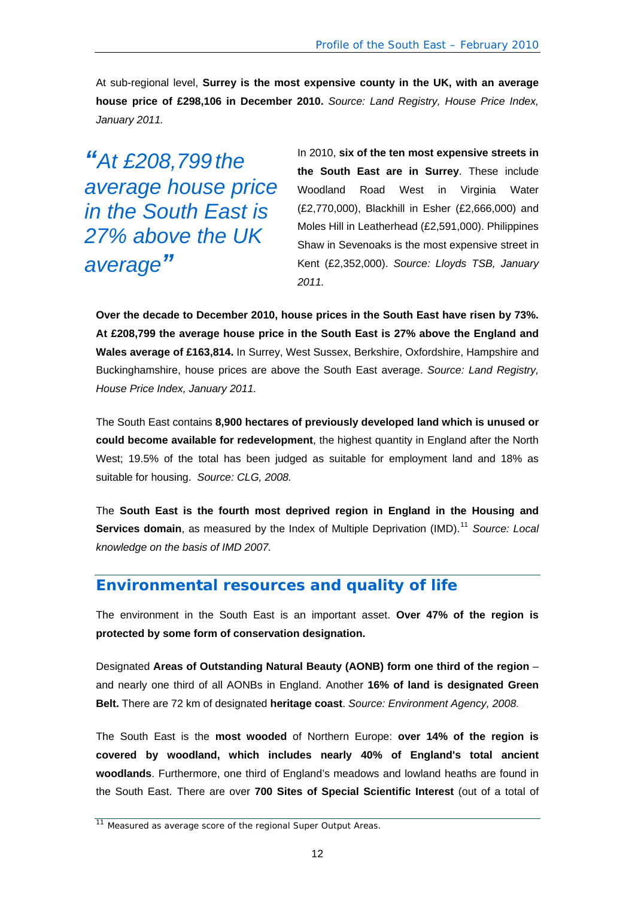At sub-regional level, **Surrey is the most expensive county in the UK, with an average house price of £298,106 in December 2010.** *Source: Land Registry, House Price Index, January 2011.*

> *"At £208,799 the average house price in the South East is 27% above the UK average"*

In 2010, **six of the ten most expensive streets in the South East are in Surrey**. These include Woodland Road West in Virginia Water (£2,770,000), Blackhill in Esher (£2,666,000) and Moles Hill in Leatherhead (£2,591,000). Philippines Shaw in Sevenoaks is the most expensive street in Kent (£2,352,000). *Source: Lloyds TSB, January 2011.*

**Over the decade to December 2010, house prices in the South East have risen by 73%. At £208,799 the average house price in the South East is 27% above the England and Wales average of £163,814.** In Surrey, West Sussex, Berkshire, Oxfordshire, Hampshire and Buckinghamshire, house prices are above the South East average. *Source: Land Registry, House Price Index, January 2011.*

The South East contains **8,900 hectares of previously developed land which is unused or could become available for redevelopment**, the highest quantity in England after the North West; 19.5% of the total has been judged as suitable for employment land and 18% as suitable for housing. *Source: CLG, 2008.*

The **South East is the fourth most deprived region in England in the Housing and Services domain**, as measured by the Index of Multiple Deprivation (IMD).[11] *Source: Local knowledge on the basis of IMD 2007.*

## Environmental resources and quality of life

The environment in the South East is an important asset. **Over 47% of the region is protected by some form of conservation designation.**

Designated **Areas of Outstanding Natural Beauty (AONB) form one third of the region** – and nearly one third of all AONBs in England. Another **16% of land is designated Green Belt.** There are 72 km of designated **heritage coast**. *Source: Environment Agency, 2008.*

The South East is the **most wooded** of Northern Europe: **over 14% of the region is covered by woodland, which includes nearly 40% of England's total ancient woodlands**. Furthermore, one third of England's meadows and lowland heaths are found in the South East. There are over **700 Sites of Special Scientific Interest** (out of a total of

[11] Measured as average score of the regional Super Output Areas.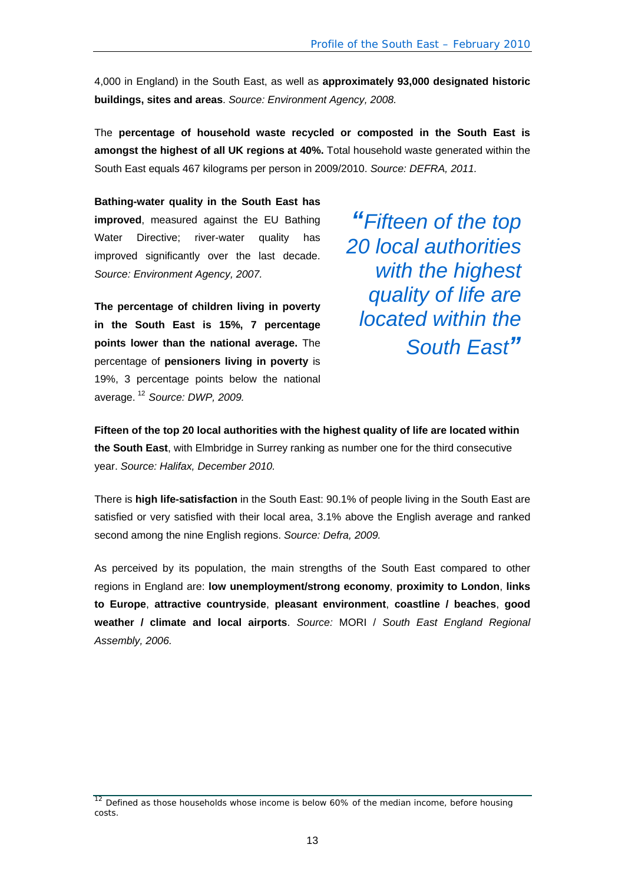4,000 in England) in the South East, as well as **approximately 93,000 designated historic buildings, sites and areas**. *Source: Environment Agency, 2008.*

The **percentage of household waste recycled or composted in the South East is amongst the highest of all UK regions at 40%.** Total household waste generated within the South East equals 467 kilograms per person in 2009/2010. *Source: DEFRA, 2011.*

**Bathing-water quality in the South East has improved**, measured against the EU Bathing Water Directive; river-water quality has improved significantly over the last decade. *Source: Environment Agency, 2007.*

**The percentage of children living in poverty in the South East is 15%, 7 percentage points lower than the national average.** The percentage of **pensioners living in poverty** is 19%, 3 percentage points below the national average. [12] *Source: DWP, 2009.*

> *"Fifteen of the top 20 local authorities with the highest quality of life are located within the South East"*

**Fifteen of the top 20 local authorities with the highest quality of life are located within the South East**, with Elmbridge in Surrey ranking as number one for the third consecutive year. *Source: Halifax, December 2010.*

There is **high life-satisfaction** in the South East: 90.1% of people living in the South East are satisfied or very satisfied with their local area, 3.1% above the English average and ranked second among the nine English regions. *Source: Defra, 2009.*

As perceived by its population, the main strengths of the South East compared to other regions in England are: **low unemployment/strong economy**, **proximity to London**, **links to Europe**, **attractive countryside**, **pleasant environment**, **coastline / beaches**, **good weather / climate and local airports**. *Source:* MORI / *South East England Regional Assembly, 2006.*

---

[12] Defined as those households whose income is below 60% of the median income, before housing costs.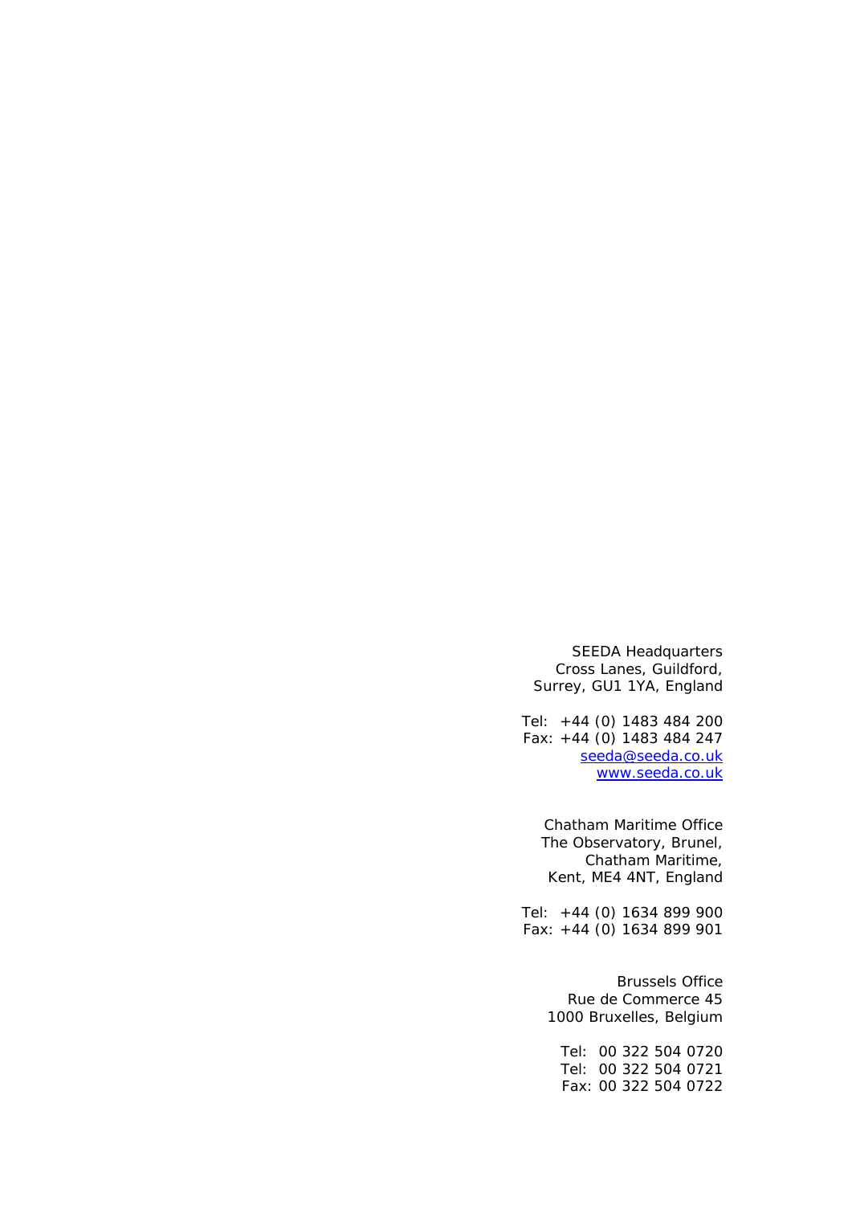SEEDA Headquarters
Cross Lanes, Guildford,
Surrey, GU1 1YA, England

Tel: +44 (0) 1483 484 200
Fax: +44 (0) 1483 484 247
seeda@seeda.co.uk
www.seeda.co.uk

Chatham Maritime Office
The Observatory, Brunel,
Chatham Maritime,
Kent, ME4 4NT, England

Tel: +44 (0) 1634 899 900
Fax: +44 (0) 1634 899 901

Brussels Office
Rue de Commerce 45
1000 Bruxelles, Belgium

Tel: 00 322 504 0720
Tel: 00 322 504 0721
Fax: 00 322 504 0722